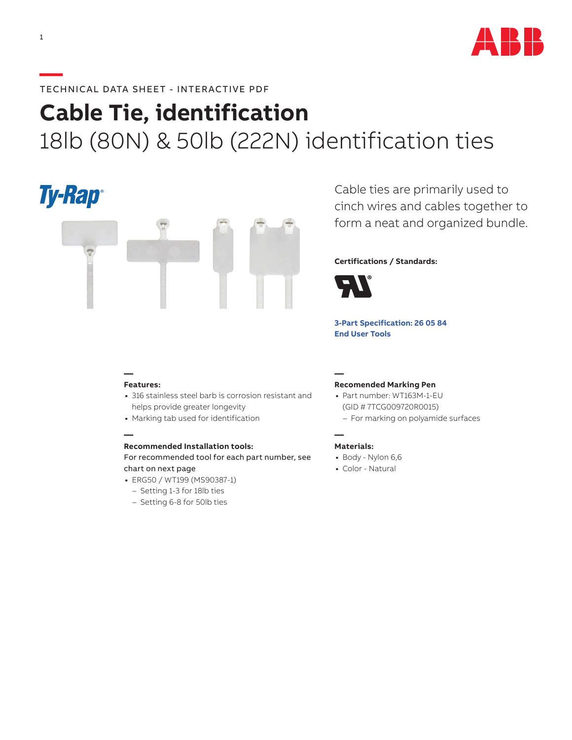TECHNICAL DATA SHEET - INTERACTIVE PDF

# Cable Tie, identification

## 18lb (80N) & 50lb (222N) identification ties

Ty-Rap®

Cable ties are primarily used to cinch wires and cables together to form a neat and organized bundle.

**Certifications / Standards:**

**3-Part Specification: 26 05 84**
**End User Tools**

**Features:**
- 316 stainless steel barb is corrosion resistant and helps provide greater longevity
- Marking tab used for identification

**Recommended Installation tools:**
For recommended tool for each part number, see chart on next page
- ERG50 / WT199 (MS90387-1)
  - Setting 1-3 for 18lb ties
  - Setting 6-8 for 50lb ties

**Recomended Marking Pen**
- Part number: WT163M-1-EU (GID # 7TCG009720R0015)
  - For marking on polyamide surfaces

**Materials:**
- Body - Nylon 6,6
- Color - Natural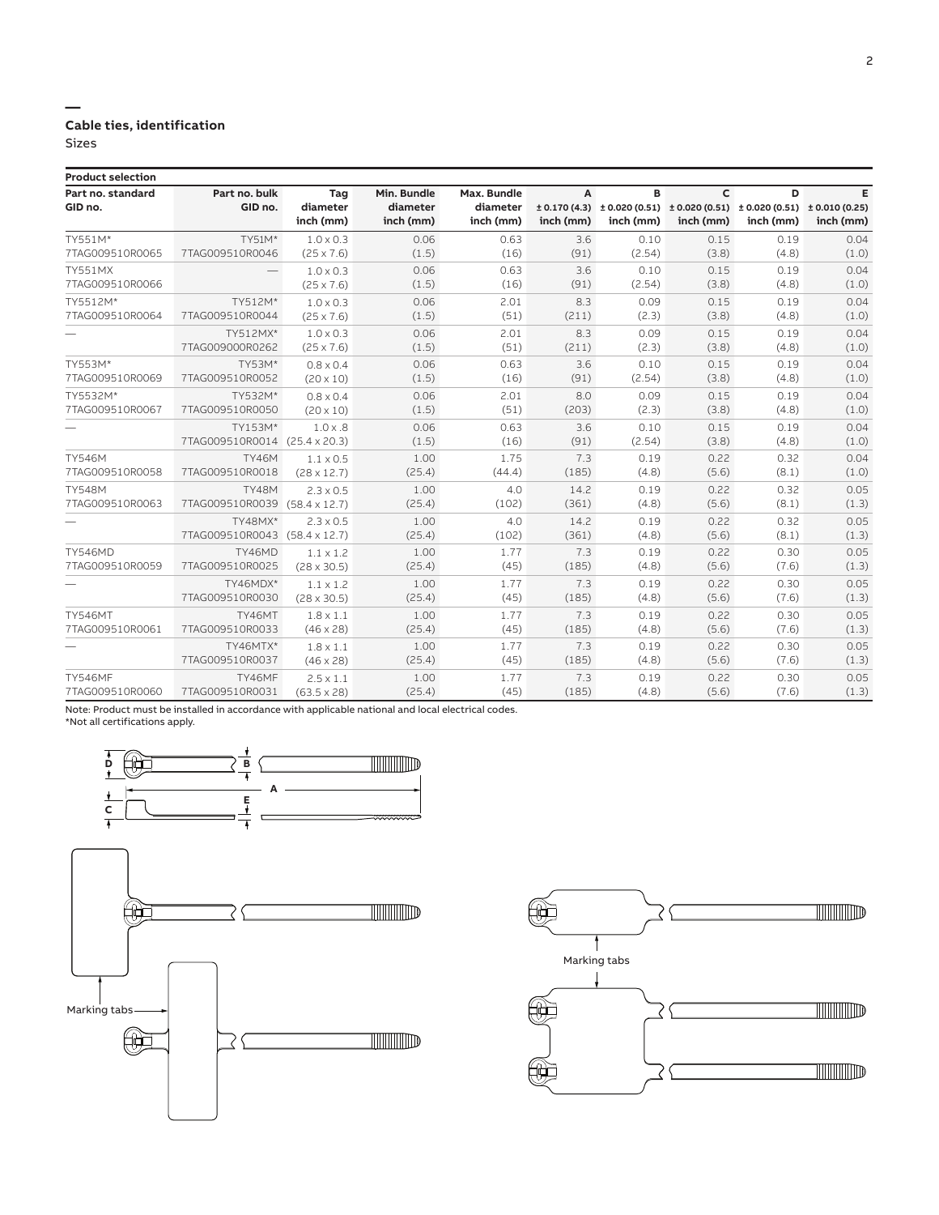## Cable ties, identification

Sizes

**Product selection**

| Part no. standard GID no. | Part no. bulk GID no. | Tag diameter inch (mm) | Min. Bundle diameter inch (mm) | Max. Bundle diameter inch (mm) | A ± 0.170 (4.3) inch (mm) | B ± 0.020 (0.51) inch (mm) | C ± 0.020 (0.51) inch (mm) | D ± 0.020 (0.51) inch (mm) | E ± 0.010 (0.25) inch (mm) |
|---|---|---|---|---|---|---|---|---|---|
| TY551M* 7TAG009510R0065 | TY51M* 7TAG009510R0046 | 1.0 x 0.3 (25 x 7.6) | 0.06 (1.5) | 0.63 (16) | 3.6 (91) | 0.10 (2.54) | 0.15 (3.8) | 0.19 (4.8) | 0.04 (1.0) |
| TY551MX 7TAG009510R0066 | — | 1.0 x 0.3 (25 x 7.6) | 0.06 (1.5) | 0.63 (16) | 3.6 (91) | 0.10 (2.54) | 0.15 (3.8) | 0.19 (4.8) | 0.04 (1.0) |
| TY5512M* 7TAG009510R0064 | TY512M* 7TAG009510R0044 | 1.0 x 0.3 (25 x 7.6) | 0.06 (1.5) | 2.01 (51) | 8.3 (211) | 0.09 (2.3) | 0.15 (3.8) | 0.19 (4.8) | 0.04 (1.0) |
| — | TY512MX* 7TAG009000R0262 | 1.0 x 0.3 (25 x 7.6) | 0.06 (1.5) | 2.01 (51) | 8.3 (211) | 0.09 (2.3) | 0.15 (3.8) | 0.19 (4.8) | 0.04 (1.0) |
| TY553M* 7TAG009510R0069 | TY53M* 7TAG009510R0052 | 0.8 x 0.4 (20 x 10) | 0.06 (1.5) | 0.63 (16) | 3.6 (91) | 0.10 (2.54) | 0.15 (3.8) | 0.19 (4.8) | 0.04 (1.0) |
| TY5532M* 7TAG009510R0067 | TY532M* 7TAG009510R0050 | 0.8 x 0.4 (20 x 10) | 0.06 (1.5) | 2.01 (51) | 8.0 (203) | 0.09 (2.3) | 0.15 (3.8) | 0.19 (4.8) | 0.04 (1.0) |
| — | TY153M* 7TAG009510R0014 | 1.0 x .8 (25.4 x 20.3) | 0.06 (1.5) | 0.63 (16) | 3.6 (91) | 0.10 (2.54) | 0.15 (3.8) | 0.19 (4.8) | 0.04 (1.0) |
| TY546M 7TAG009510R0058 | TY46M 7TAG009510R0018 | 1.1 x 0.5 (28 x 12.7) | 1.00 (25.4) | 1.75 (44.4) | 7.3 (185) | 0.19 (4.8) | 0.22 (5.6) | 0.32 (8.1) | 0.04 (1.0) |
| TY548M 7TAG009510R0063 | TY48M 7TAG009510R0039 | 2.3 x 0.5 (58.4 x 12.7) | 1.00 (25.4) | 4.0 (102) | 14.2 (361) | 0.19 (4.8) | 0.22 (5.6) | 0.32 (8.1) | 0.05 (1.3) |
| — | TY48MX* 7TAG009510R0043 | 2.3 x 0.5 (58.4 x 12.7) | 1.00 (25.4) | 4.0 (102) | 14.2 (361) | 0.19 (4.8) | 0.22 (5.6) | 0.32 (8.1) | 0.05 (1.3) |
| TY546MD 7TAG009510R0059 | TY46MD 7TAG009510R0025 | 1.1 x 1.2 (28 x 30.5) | 1.00 (25.4) | 1.77 (45) | 7.3 (185) | 0.19 (4.8) | 0.22 (5.6) | 0.30 (7.6) | 0.05 (1.3) |
| — | TY46MDX* 7TAG009510R0030 | 1.1 x 1.2 (28 x 30.5) | 1.00 (25.4) | 1.77 (45) | 7.3 (185) | 0.19 (4.8) | 0.22 (5.6) | 0.30 (7.6) | 0.05 (1.3) |
| TY546MT 7TAG009510R0061 | TY46MT 7TAG009510R0033 | 1.8 x 1.1 (46 x 28) | 1.00 (25.4) | 1.77 (45) | 7.3 (185) | 0.19 (4.8) | 0.22 (5.6) | 0.30 (7.6) | 0.05 (1.3) |
| — | TY46MTX* 7TAG009510R0037 | 1.8 x 1.1 (46 x 28) | 1.00 (25.4) | 1.77 (45) | 7.3 (185) | 0.19 (4.8) | 0.22 (5.6) | 0.30 (7.6) | 0.05 (1.3) |
| TY546MF 7TAG009510R0060 | TY46MF 7TAG009510R0031 | 2.5 x 1.1 (63.5 x 28) | 1.00 (25.4) | 1.77 (45) | 7.3 (185) | 0.19 (4.8) | 0.22 (5.6) | 0.30 (7.6) | 0.05 (1.3) |

Note: Product must be installed in accordance with applicable national and local electrical codes.
*Not all certifications apply.

D B A C E

Marking tabs

Marking tabs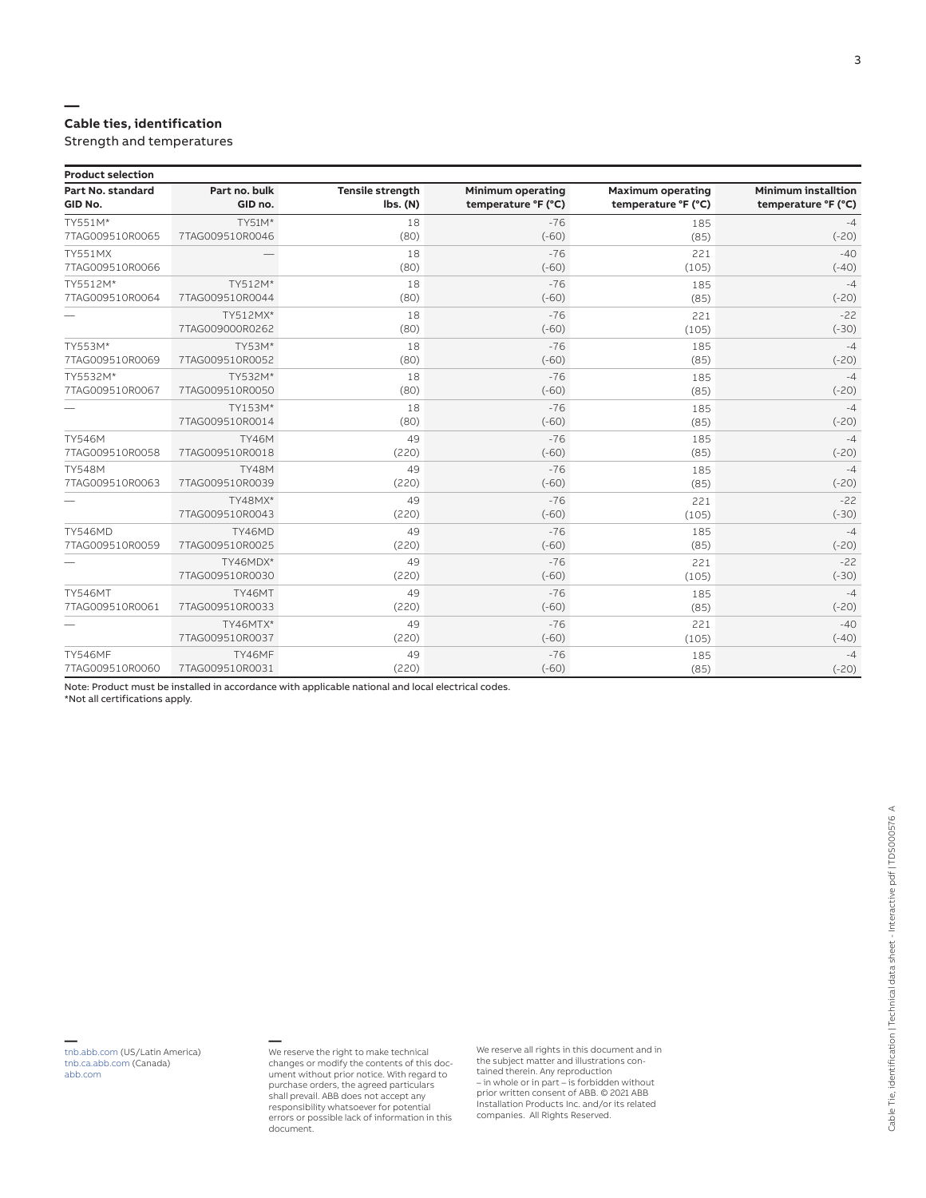## Cable ties, identification

Strength and temperatures

| Product selection | | | | | |
|---|---|---|---|---|---|
| **Part No. standard GID No.** | **Part no. bulk GID no.** | **Tensile strength lbs. (N)** | **Minimum operating temperature °F (°C)** | **Maximum operating temperature °F (°C)** | **Minimum installtion temperature °F (°C)** |
| TY551M* 7TAG009510R0065 | TY51M* 7TAG009510R0046 | 18 (80) | -76 (-60) | 185 (85) | -4 (-20) |
| TY551MX 7TAG009510R0066 | — | 18 (80) | -76 (-60) | 221 (105) | -40 (-40) |
| TY5512M* 7TAG009510R0064 | TY512M* 7TAG009510R0044 | 18 (80) | -76 (-60) | 185 (85) | -4 (-20) |
| — | TY512MX* 7TAG009000R0262 | 18 (80) | -76 (-60) | 221 (105) | -22 (-30) |
| TY553M* 7TAG009510R0069 | TY53M* 7TAG009510R0052 | 18 (80) | -76 (-60) | 185 (85) | -4 (-20) |
| TY5532M* 7TAG009510R0067 | TY532M* 7TAG009510R0050 | 18 (80) | -76 (-60) | 185 (85) | -4 (-20) |
| — | TY153M* 7TAG009510R0014 | 18 (80) | -76 (-60) | 185 (85) | -4 (-20) |
| TY546M 7TAG009510R0058 | TY46M 7TAG009510R0018 | 49 (220) | -76 (-60) | 185 (85) | -4 (-20) |
| TY548M 7TAG009510R0063 | TY48M 7TAG009510R0039 | 49 (220) | -76 (-60) | 185 (85) | -4 (-20) |
| — | TY48MX* 7TAG009510R0043 | 49 (220) | -76 (-60) | 221 (105) | -22 (-30) |
| TY546MD 7TAG009510R0059 | TY46MD 7TAG009510R0025 | 49 (220) | -76 (-60) | 185 (85) | -4 (-20) |
| — | TY46MDX* 7TAG009510R0030 | 49 (220) | -76 (-60) | 221 (105) | -22 (-30) |
| TY546MT 7TAG009510R0061 | TY46MT 7TAG009510R0033 | 49 (220) | -76 (-60) | 185 (85) | -4 (-20) |
| — | TY46MTX* 7TAG009510R0037 | 49 (220) | -76 (-60) | 221 (105) | -40 (-40) |
| TY546MF 7TAG009510R0060 | TY46MF 7TAG009510R0031 | 49 (220) | -76 (-60) | 185 (85) | -4 (-20) |

Note: Product must be installed in accordance with applicable national and local electrical codes.
*Not all certifications apply.

tnb.abb.com (US/Latin America)
tnb.ca.abb.com (Canada)
abb.com

We reserve the right to make technical changes or modify the contents of this document without prior notice. With regard to purchase orders, the agreed particulars shall prevail. ABB does not accept any responsibility whatsoever for potential errors or possible lack of information in this document.

We reserve all rights in this document and in the subject matter and illustrations contained therein. Any reproduction – in whole or in part – is forbidden without prior written consent of ABB. © 2021 ABB Installation Products Inc. and/or its related companies. All Rights Reserved.